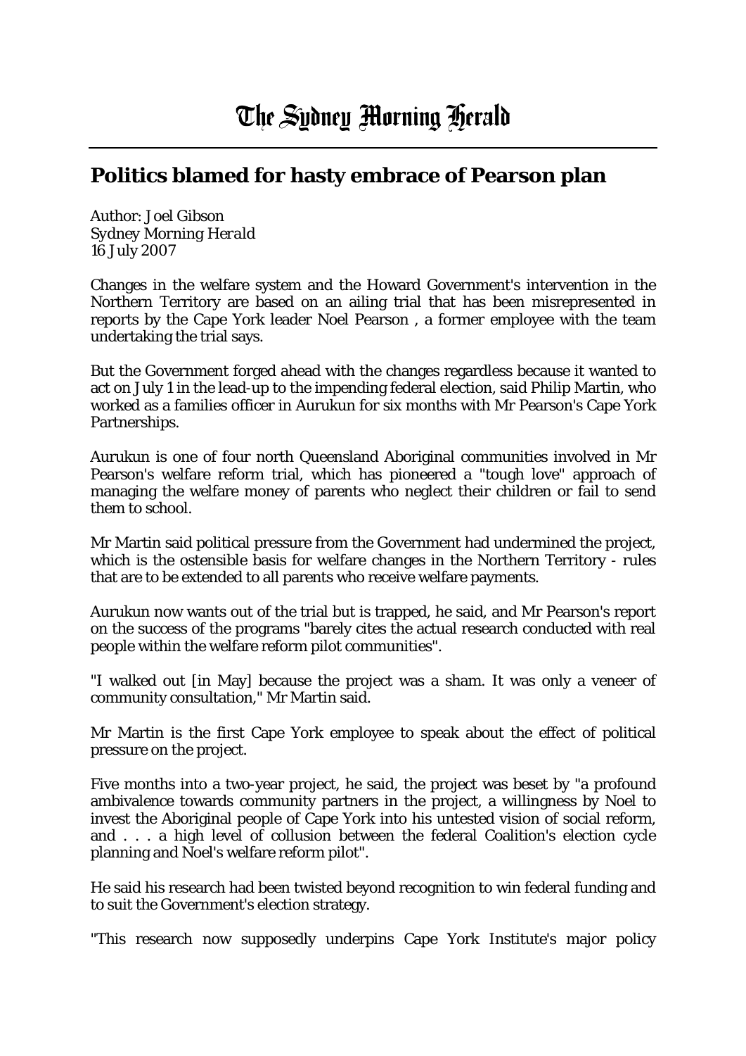# The Sydney Morning Herald

## Politics blamed for hasty embrace of Pearson plan

Author: Joel Gibson
*Sydney Morning Herald*
16 July 2007

Changes in the welfare system and the Howard Government's intervention in the Northern Territory are based on an ailing trial that has been misrepresented in reports by the Cape York leader Noel Pearson , a former employee with the team undertaking the trial says.

But the Government forged ahead with the changes regardless because it wanted to act on July 1 in the lead-up to the impending federal election, said Philip Martin, who worked as a families officer in Aurukun for six months with Mr Pearson's Cape York Partnerships.

Aurukun is one of four north Queensland Aboriginal communities involved in Mr Pearson's welfare reform trial, which has pioneered a "tough love" approach of managing the welfare money of parents who neglect their children or fail to send them to school.

Mr Martin said political pressure from the Government had undermined the project, which is the ostensible basis for welfare changes in the Northern Territory - rules that are to be extended to all parents who receive welfare payments.

Aurukun now wants out of the trial but is trapped, he said, and Mr Pearson's report on the success of the programs "barely cites the actual research conducted with real people within the welfare reform pilot communities".

"I walked out [in May] because the project was a sham. It was only a veneer of community consultation," Mr Martin said.

Mr Martin is the first Cape York employee to speak about the effect of political pressure on the project.

Five months into a two-year project, he said, the project was beset by "a profound ambivalence towards community partners in the project, a willingness by Noel to invest the Aboriginal people of Cape York into his untested vision of social reform, and . . . a high level of collusion between the federal Coalition's election cycle planning and Noel's welfare reform pilot".

He said his research had been twisted beyond recognition to win federal funding and to suit the Government's election strategy.

"This research now supposedly underpins Cape York Institute's major policy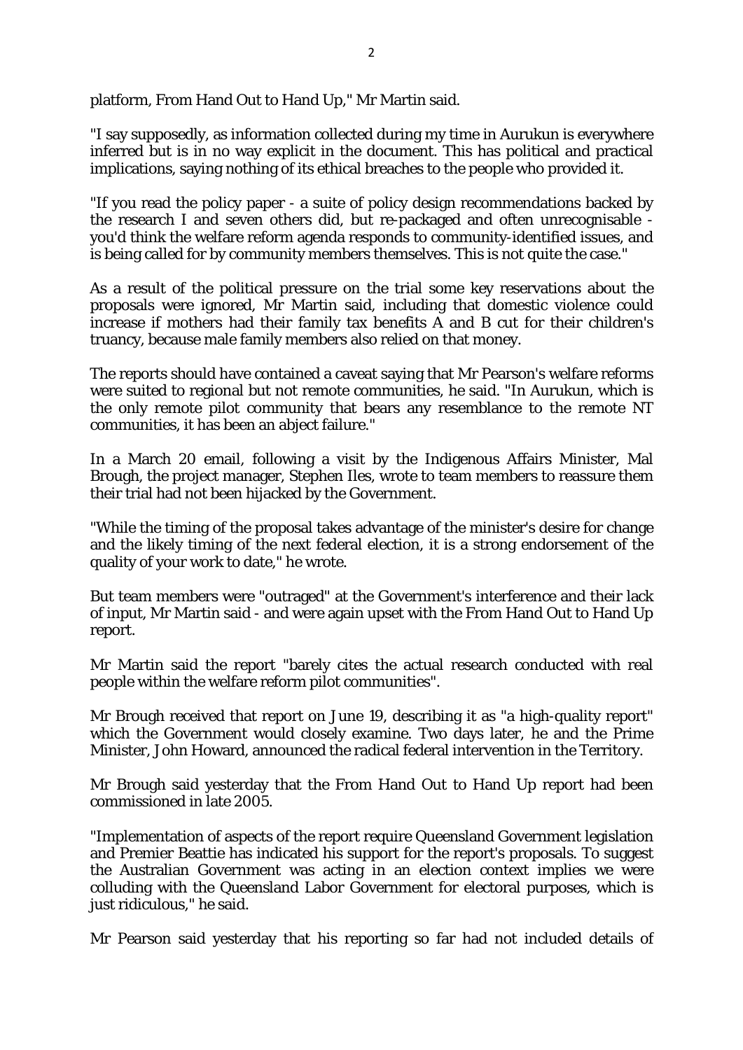platform, From Hand Out to Hand Up," Mr Martin said.

"I say supposedly, as information collected during my time in Aurukun is everywhere inferred but is in no way explicit in the document. This has political and practical implications, saying nothing of its ethical breaches to the people who provided it.

"If you read the policy paper - a suite of policy design recommendations backed by the research I and seven others did, but re-packaged and often unrecognisable - you'd think the welfare reform agenda responds to community-identified issues, and is being called for by community members themselves. This is not quite the case."

As a result of the political pressure on the trial some key reservations about the proposals were ignored, Mr Martin said, including that domestic violence could increase if mothers had their family tax benefits A and B cut for their children's truancy, because male family members also relied on that money.

The reports should have contained a caveat saying that Mr Pearson's welfare reforms were suited to regional but not remote communities, he said. "In Aurukun, which is the only remote pilot community that bears any resemblance to the remote NT communities, it has been an abject failure."

In a March 20 email, following a visit by the Indigenous Affairs Minister, Mal Brough, the project manager, Stephen Iles, wrote to team members to reassure them their trial had not been hijacked by the Government.

"While the timing of the proposal takes advantage of the minister's desire for change and the likely timing of the next federal election, it is a strong endorsement of the quality of your work to date," he wrote.

But team members were "outraged" at the Government's interference and their lack of input, Mr Martin said - and were again upset with the From Hand Out to Hand Up report.

Mr Martin said the report "barely cites the actual research conducted with real people within the welfare reform pilot communities".

Mr Brough received that report on June 19, describing it as "a high-quality report" which the Government would closely examine. Two days later, he and the Prime Minister, John Howard, announced the radical federal intervention in the Territory.

Mr Brough said yesterday that the From Hand Out to Hand Up report had been commissioned in late 2005.

"Implementation of aspects of the report require Queensland Government legislation and Premier Beattie has indicated his support for the report's proposals. To suggest the Australian Government was acting in an election context implies we were colluding with the Queensland Labor Government for electoral purposes, which is just ridiculous," he said.

Mr Pearson said yesterday that his reporting so far had not included details of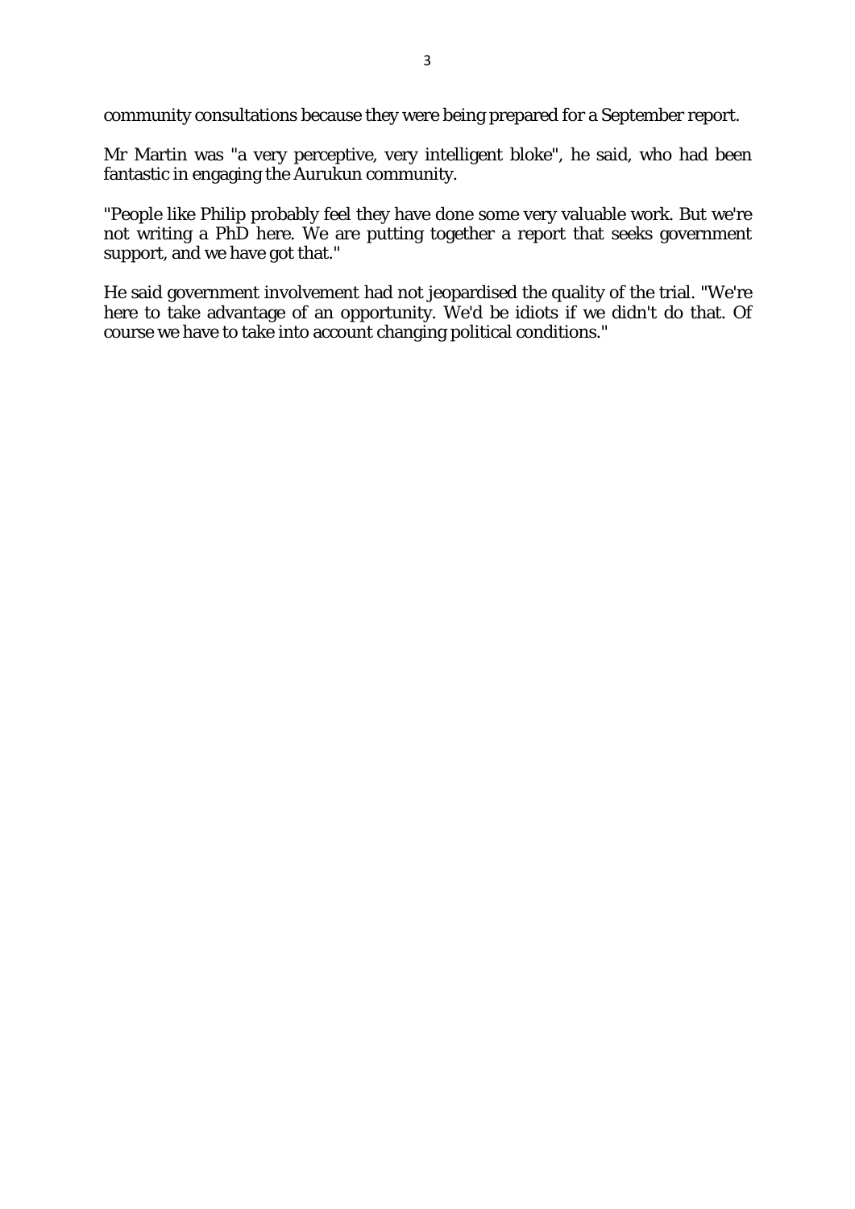community consultations because they were being prepared for a September report.

Mr Martin was "a very perceptive, very intelligent bloke", he said, who had been fantastic in engaging the Aurukun community.

"People like Philip probably feel they have done some very valuable work. But we're not writing a PhD here. We are putting together a report that seeks government support, and we have got that."

He said government involvement had not jeopardised the quality of the trial. "We're here to take advantage of an opportunity. We'd be idiots if we didn't do that. Of course we have to take into account changing political conditions."